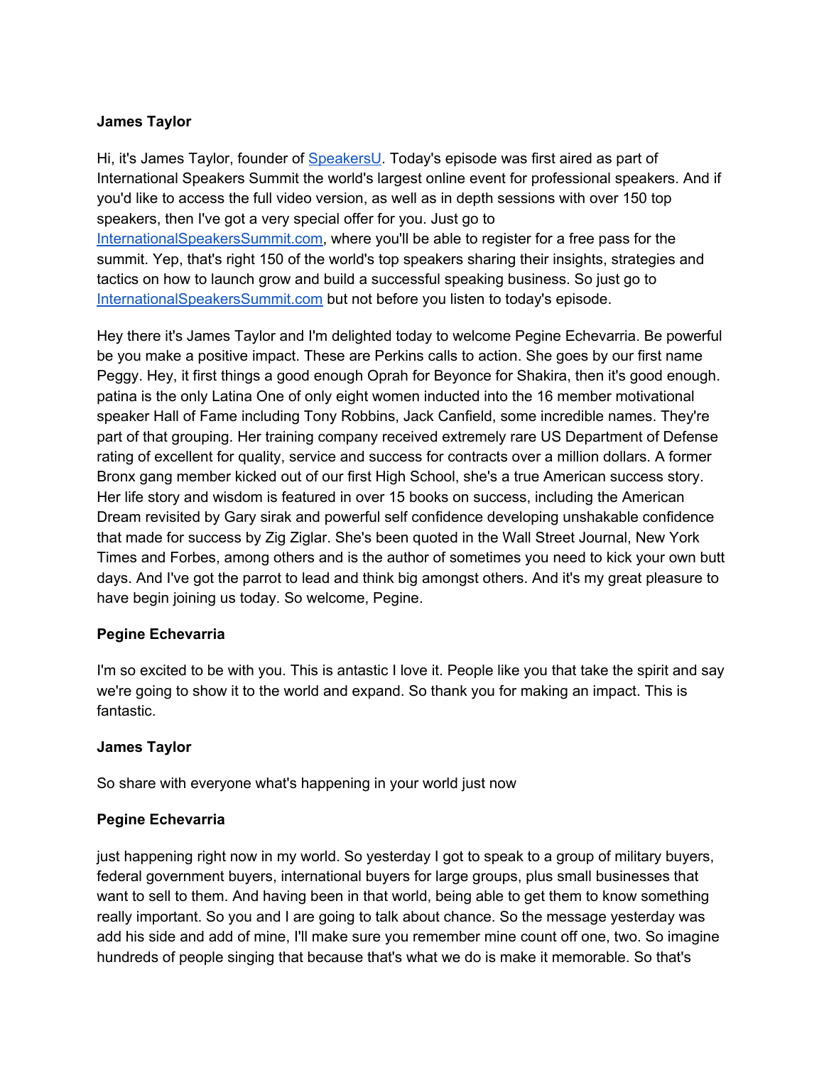**James Taylor**

Hi, it's James Taylor, founder of [SpeakersU](). Today's episode was first aired as part of International Speakers Summit the world's largest online event for professional speakers. And if you'd like to access the full video version, as well as in depth sessions with over 150 top speakers, then I've got a very special offer for you. Just go to [InternationalSpeakersSummit.com](), where you'll be able to register for a free pass for the summit. Yep, that's right 150 of the world's top speakers sharing their insights, strategies and tactics on how to launch grow and build a successful speaking business. So just go to [InternationalSpeakersSummit.com]() but not before you listen to today's episode.

Hey there it's James Taylor and I'm delighted today to welcome Pegine Echevarria. Be powerful be you make a positive impact. These are Perkins calls to action. She goes by our first name Peggy. Hey, it first things a good enough Oprah for Beyonce for Shakira, then it's good enough. patina is the only Latina One of only eight women inducted into the 16 member motivational speaker Hall of Fame including Tony Robbins, Jack Canfield, some incredible names. They're part of that grouping. Her training company received extremely rare US Department of Defense rating of excellent for quality, service and success for contracts over a million dollars. A former Bronx gang member kicked out of our first High School, she's a true American success story. Her life story and wisdom is featured in over 15 books on success, including the American Dream revisited by Gary sirak and powerful self confidence developing unshakable confidence that made for success by Zig Ziglar. She's been quoted in the Wall Street Journal, New York Times and Forbes, among others and is the author of sometimes you need to kick your own butt days. And I've got the parrot to lead and think big amongst others. And it's my great pleasure to have begin joining us today. So welcome, Pegine.

**Pegine Echevarria**

I'm so excited to be with you. This is antastic I love it. People like you that take the spirit and say we're going to show it to the world and expand. So thank you for making an impact. This is fantastic.

**James Taylor**

So share with everyone what's happening in your world just now

**Pegine Echevarria**

just happening right now in my world. So yesterday I got to speak to a group of military buyers, federal government buyers, international buyers for large groups, plus small businesses that want to sell to them. And having been in that world, being able to get them to know something really important. So you and I are going to talk about chance. So the message yesterday was add his side and add of mine, I'll make sure you remember mine count off one, two. So imagine hundreds of people singing that because that's what we do is make it memorable. So that's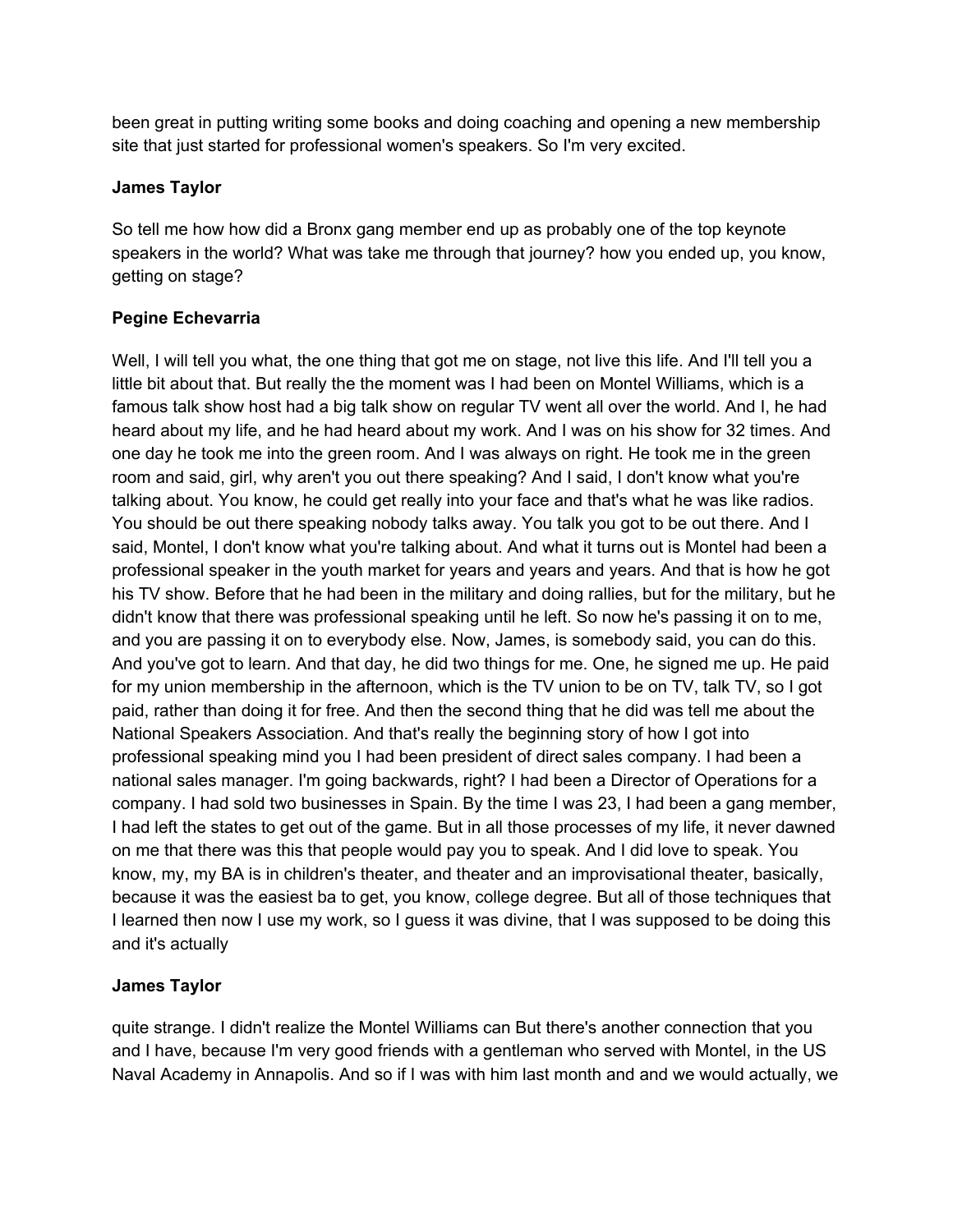been great in putting writing some books and doing coaching and opening a new membership site that just started for professional women's speakers. So I'm very excited.

**James Taylor**

So tell me how how did a Bronx gang member end up as probably one of the top keynote speakers in the world? What was take me through that journey? how you ended up, you know, getting on stage?

**Pegine Echevarria**

Well, I will tell you what, the one thing that got me on stage, not live this life. And I'll tell you a little bit about that. But really the the moment was I had been on Montel Williams, which is a famous talk show host had a big talk show on regular TV went all over the world. And I, he had heard about my life, and he had heard about my work. And I was on his show for 32 times. And one day he took me into the green room. And I was always on right. He took me in the green room and said, girl, why aren't you out there speaking? And I said, I don't know what you're talking about. You know, he could get really into your face and that's what he was like radios. You should be out there speaking nobody talks away. You talk you got to be out there. And I said, Montel, I don't know what you're talking about. And what it turns out is Montel had been a professional speaker in the youth market for years and years and years. And that is how he got his TV show. Before that he had been in the military and doing rallies, but for the military, but he didn't know that there was professional speaking until he left. So now he's passing it on to me, and you are passing it on to everybody else. Now, James, is somebody said, you can do this. And you've got to learn. And that day, he did two things for me. One, he signed me up. He paid for my union membership in the afternoon, which is the TV union to be on TV, talk TV, so I got paid, rather than doing it for free. And then the second thing that he did was tell me about the National Speakers Association. And that's really the beginning story of how I got into professional speaking mind you I had been president of direct sales company. I had been a national sales manager. I'm going backwards, right? I had been a Director of Operations for a company. I had sold two businesses in Spain. By the time I was 23, I had been a gang member, I had left the states to get out of the game. But in all those processes of my life, it never dawned on me that there was this that people would pay you to speak. And I did love to speak. You know, my, my BA is in children's theater, and theater and an improvisational theater, basically, because it was the easiest ba to get, you know, college degree. But all of those techniques that I learned then now I use my work, so I guess it was divine, that I was supposed to be doing this and it's actually

**James Taylor**

quite strange. I didn't realize the Montel Williams can But there's another connection that you and I have, because I'm very good friends with a gentleman who served with Montel, in the US Naval Academy in Annapolis. And so if I was with him last month and and we would actually, we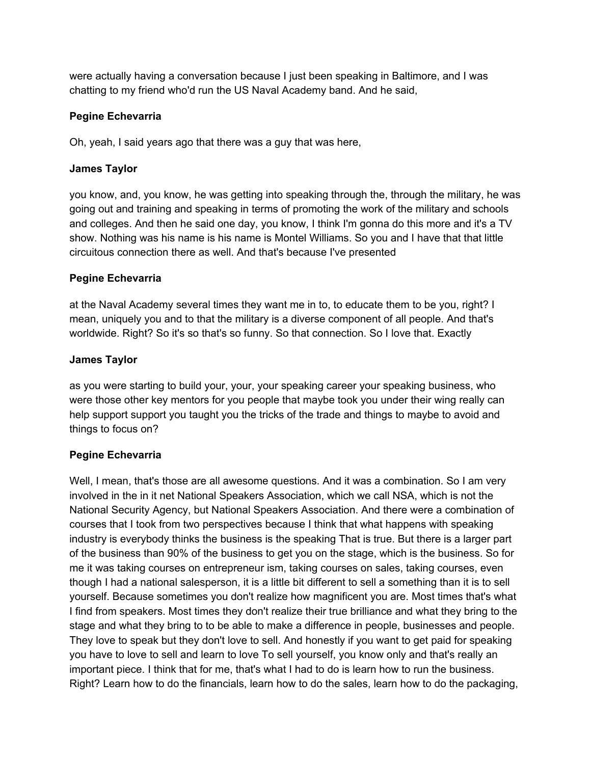were actually having a conversation because I just been speaking in Baltimore, and I was chatting to my friend who'd run the US Naval Academy band. And he said,

**Pegine Echevarria**

Oh, yeah, I said years ago that there was a guy that was here,

**James Taylor**

you know, and, you know, he was getting into speaking through the, through the military, he was going out and training and speaking in terms of promoting the work of the military and schools and colleges. And then he said one day, you know, I think I'm gonna do this more and it's a TV show. Nothing was his name is his name is Montel Williams. So you and I have that that little circuitous connection there as well. And that's because I've presented

**Pegine Echevarria**

at the Naval Academy several times they want me in to, to educate them to be you, right? I mean, uniquely you and to that the military is a diverse component of all people. And that's worldwide. Right? So it's so that's so funny. So that connection. So I love that. Exactly

**James Taylor**

as you were starting to build your, your, your speaking career your speaking business, who were those other key mentors for you people that maybe took you under their wing really can help support support you taught you the tricks of the trade and things to maybe to avoid and things to focus on?

**Pegine Echevarria**

Well, I mean, that's those are all awesome questions. And it was a combination. So I am very involved in the in it net National Speakers Association, which we call NSA, which is not the National Security Agency, but National Speakers Association. And there were a combination of courses that I took from two perspectives because I think that what happens with speaking industry is everybody thinks the business is the speaking That is true. But there is a larger part of the business than 90% of the business to get you on the stage, which is the business. So for me it was taking courses on entrepreneur ism, taking courses on sales, taking courses, even though I had a national salesperson, it is a little bit different to sell a something than it is to sell yourself. Because sometimes you don't realize how magnificent you are. Most times that's what I find from speakers. Most times they don't realize their true brilliance and what they bring to the stage and what they bring to to be able to make a difference in people, businesses and people. They love to speak but they don't love to sell. And honestly if you want to get paid for speaking you have to love to sell and learn to love To sell yourself, you know only and that's really an important piece. I think that for me, that's what I had to do is learn how to run the business. Right? Learn how to do the financials, learn how to do the sales, learn how to do the packaging,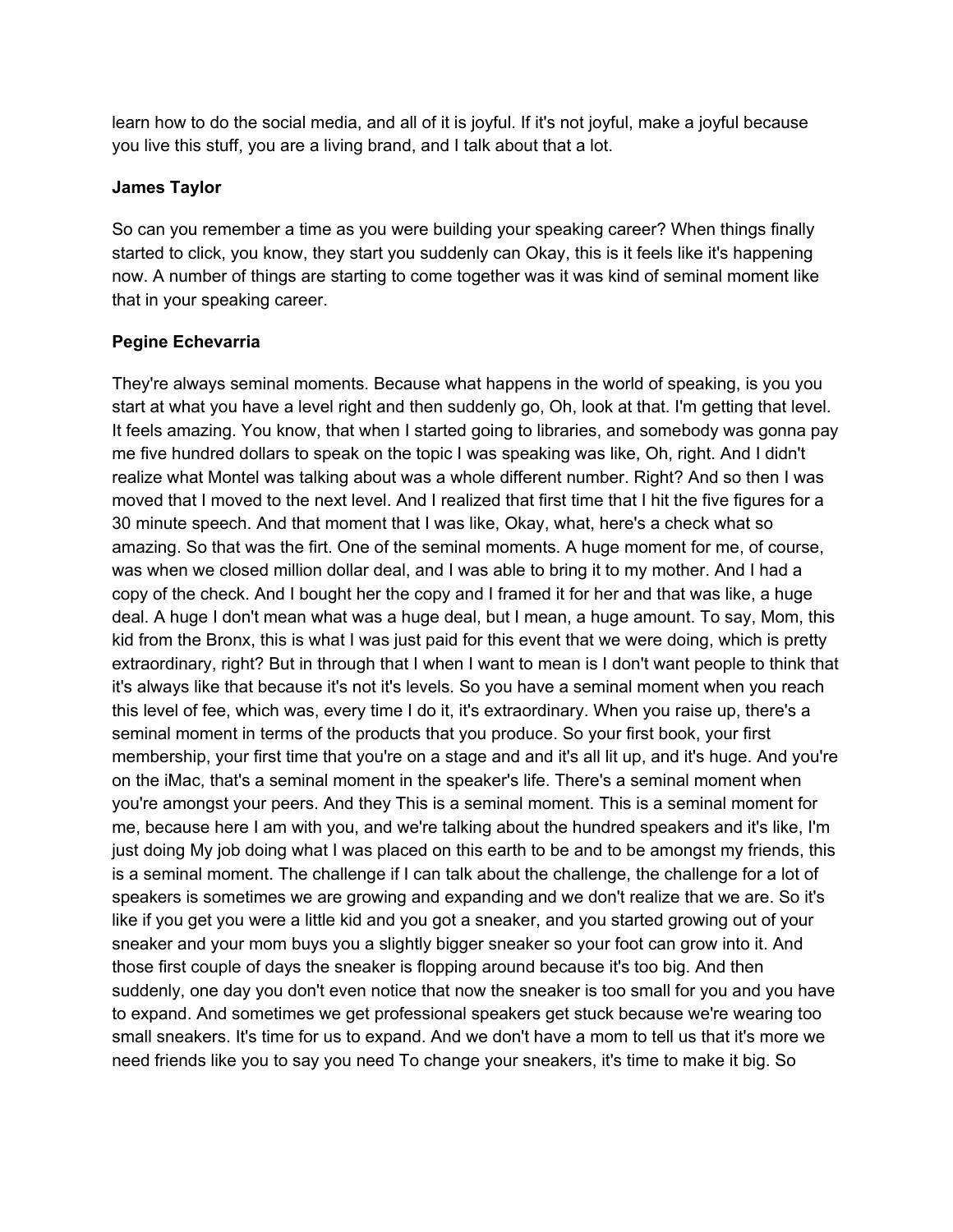learn how to do the social media, and all of it is joyful. If it's not joyful, make a joyful because you live this stuff, you are a living brand, and I talk about that a lot.

**James Taylor**

So can you remember a time as you were building your speaking career? When things finally started to click, you know, they start you suddenly can Okay, this is it feels like it's happening now. A number of things are starting to come together was it was kind of seminal moment like that in your speaking career.

**Pegine Echevarria**

They're always seminal moments. Because what happens in the world of speaking, is you you start at what you have a level right and then suddenly go, Oh, look at that. I'm getting that level. It feels amazing. You know, that when I started going to libraries, and somebody was gonna pay me five hundred dollars to speak on the topic I was speaking was like, Oh, right. And I didn't realize what Montel was talking about was a whole different number. Right? And so then I was moved that I moved to the next level. And I realized that first time that I hit the five figures for a 30 minute speech. And that moment that I was like, Okay, what, here's a check what so amazing. So that was the firt. One of the seminal moments. A huge moment for me, of course, was when we closed million dollar deal, and I was able to bring it to my mother. And I had a copy of the check. And I bought her the copy and I framed it for her and that was like, a huge deal. A huge I don't mean what was a huge deal, but I mean, a huge amount. To say, Mom, this kid from the Bronx, this is what I was just paid for this event that we were doing, which is pretty extraordinary, right? But in through that I when I want to mean is I don't want people to think that it's always like that because it's not it's levels. So you have a seminal moment when you reach this level of fee, which was, every time I do it, it's extraordinary. When you raise up, there's a seminal moment in terms of the products that you produce. So your first book, your first membership, your first time that you're on a stage and and it's all lit up, and it's huge. And you're on the iMac, that's a seminal moment in the speaker's life. There's a seminal moment when you're amongst your peers. And they This is a seminal moment. This is a seminal moment for me, because here I am with you, and we're talking about the hundred speakers and it's like, I'm just doing My job doing what I was placed on this earth to be and to be amongst my friends, this is a seminal moment. The challenge if I can talk about the challenge, the challenge for a lot of speakers is sometimes we are growing and expanding and we don't realize that we are. So it's like if you get you were a little kid and you got a sneaker, and you started growing out of your sneaker and your mom buys you a slightly bigger sneaker so your foot can grow into it. And those first couple of days the sneaker is flopping around because it's too big. And then suddenly, one day you don't even notice that now the sneaker is too small for you and you have to expand. And sometimes we get professional speakers get stuck because we're wearing too small sneakers. It's time for us to expand. And we don't have a mom to tell us that it's more we need friends like you to say you need To change your sneakers, it's time to make it big. So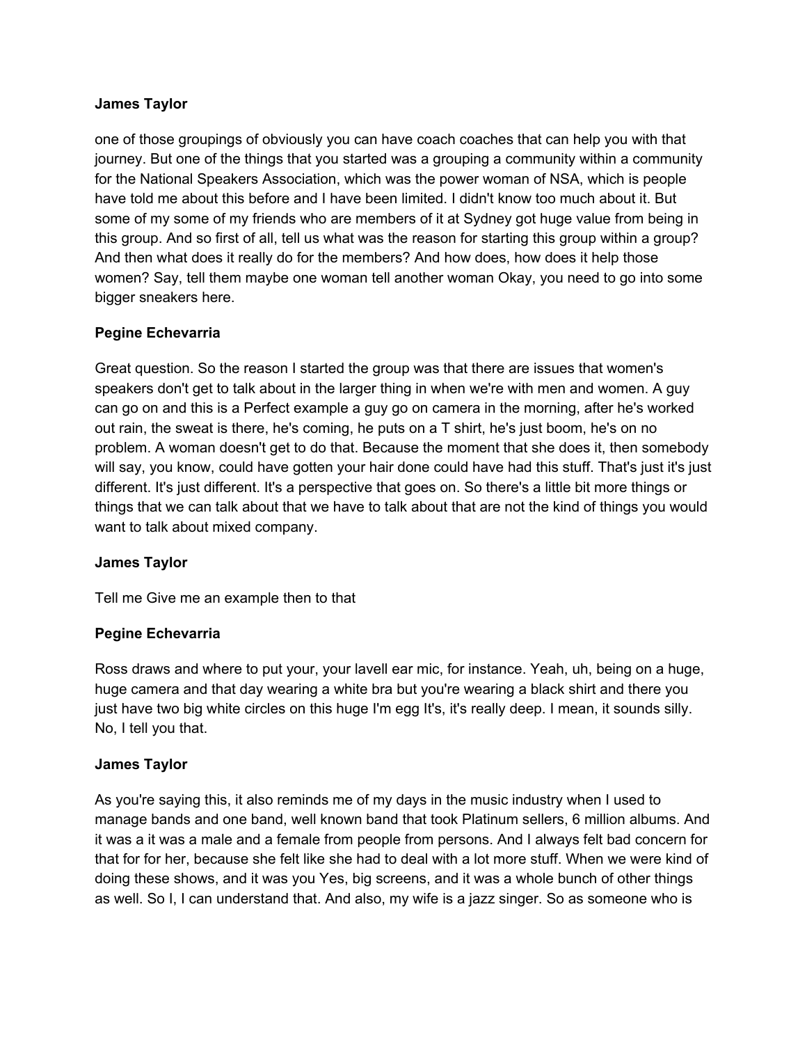**James Taylor**

one of those groupings of obviously you can have coach coaches that can help you with that journey. But one of the things that you started was a grouping a community within a community for the National Speakers Association, which was the power woman of NSA, which is people have told me about this before and I have been limited. I didn't know too much about it. But some of my some of my friends who are members of it at Sydney got huge value from being in this group. And so first of all, tell us what was the reason for starting this group within a group? And then what does it really do for the members? And how does, how does it help those women? Say, tell them maybe one woman tell another woman Okay, you need to go into some bigger sneakers here.

**Pegine Echevarria**

Great question. So the reason I started the group was that there are issues that women's speakers don't get to talk about in the larger thing in when we're with men and women. A guy can go on and this is a Perfect example a guy go on camera in the morning, after he's worked out rain, the sweat is there, he's coming, he puts on a T shirt, he's just boom, he's on no problem. A woman doesn't get to do that. Because the moment that she does it, then somebody will say, you know, could have gotten your hair done could have had this stuff. That's just it's just different. It's just different. It's a perspective that goes on. So there's a little bit more things or things that we can talk about that we have to talk about that are not the kind of things you would want to talk about mixed company.

**James Taylor**

Tell me Give me an example then to that

**Pegine Echevarria**

Ross draws and where to put your, your lavell ear mic, for instance. Yeah, uh, being on a huge, huge camera and that day wearing a white bra but you're wearing a black shirt and there you just have two big white circles on this huge I'm egg It's, it's really deep. I mean, it sounds silly. No, I tell you that.

**James Taylor**

As you're saying this, it also reminds me of my days in the music industry when I used to manage bands and one band, well known band that took Platinum sellers, 6 million albums. And it was a it was a male and a female from people from persons. And I always felt bad concern for that for for her, because she felt like she had to deal with a lot more stuff. When we were kind of doing these shows, and it was you Yes, big screens, and it was a whole bunch of other things as well. So I, I can understand that. And also, my wife is a jazz singer. So as someone who is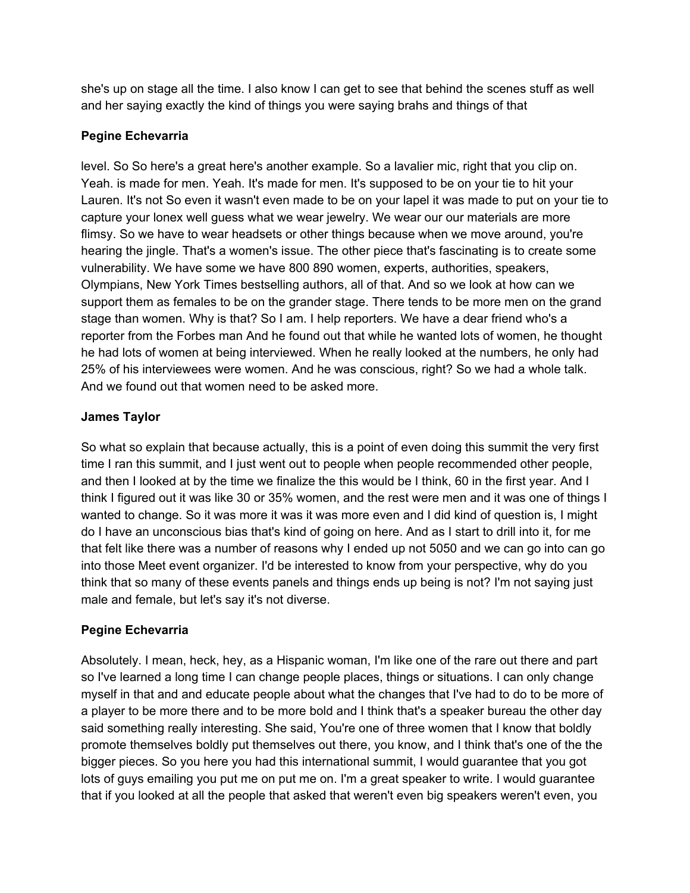she's up on stage all the time. I also know I can get to see that behind the scenes stuff as well and her saying exactly the kind of things you were saying brahs and things of that

**Pegine Echevarria**

level. So So here's a great here's another example. So a lavalier mic, right that you clip on. Yeah. is made for men. Yeah. It's made for men. It's supposed to be on your tie to hit your Lauren. It's not So even it wasn't even made to be on your lapel it was made to put on your tie to capture your lonex well guess what we wear jewelry. We wear our our materials are more flimsy. So we have to wear headsets or other things because when we move around, you're hearing the jingle. That's a women's issue. The other piece that's fascinating is to create some vulnerability. We have some we have 800 890 women, experts, authorities, speakers, Olympians, New York Times bestselling authors, all of that. And so we look at how can we support them as females to be on the grander stage. There tends to be more men on the grand stage than women. Why is that? So I am. I help reporters. We have a dear friend who's a reporter from the Forbes man And he found out that while he wanted lots of women, he thought he had lots of women at being interviewed. When he really looked at the numbers, he only had 25% of his interviewees were women. And he was conscious, right? So we had a whole talk. And we found out that women need to be asked more.

**James Taylor**

So what so explain that because actually, this is a point of even doing this summit the very first time I ran this summit, and I just went out to people when people recommended other people, and then I looked at by the time we finalize the this would be I think, 60 in the first year. And I think I figured out it was like 30 or 35% women, and the rest were men and it was one of things I wanted to change. So it was more it was it was more even and I did kind of question is, I might do I have an unconscious bias that's kind of going on here. And as I start to drill into it, for me that felt like there was a number of reasons why I ended up not 5050 and we can go into can go into those Meet event organizer. I'd be interested to know from your perspective, why do you think that so many of these events panels and things ends up being is not? I'm not saying just male and female, but let's say it's not diverse.

**Pegine Echevarria**

Absolutely. I mean, heck, hey, as a Hispanic woman, I'm like one of the rare out there and part so I've learned a long time I can change people places, things or situations. I can only change myself in that and and educate people about what the changes that I've had to do to be more of a player to be more there and to be more bold and I think that's a speaker bureau the other day said something really interesting. She said, You're one of three women that I know that boldly promote themselves boldly put themselves out there, you know, and I think that's one of the the bigger pieces. So you here you had this international summit, I would guarantee that you got lots of guys emailing you put me on put me on. I'm a great speaker to write. I would guarantee that if you looked at all the people that asked that weren't even big speakers weren't even, you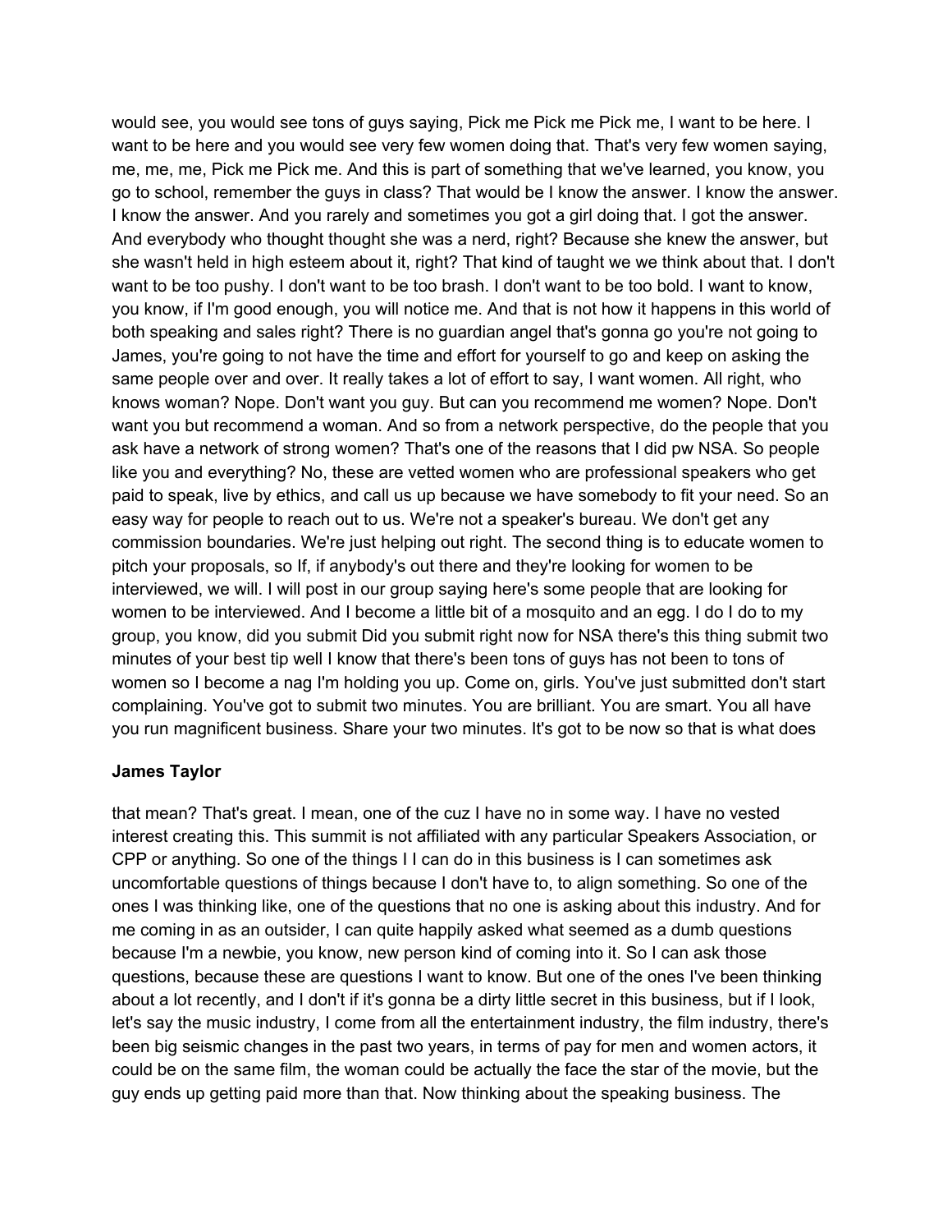would see, you would see tons of guys saying, Pick me Pick me Pick me, I want to be here. I want to be here and you would see very few women doing that. That's very few women saying, me, me, me, Pick me Pick me. And this is part of something that we've learned, you know, you go to school, remember the guys in class? That would be I know the answer. I know the answer. I know the answer. And you rarely and sometimes you got a girl doing that. I got the answer. And everybody who thought thought she was a nerd, right? Because she knew the answer, but she wasn't held in high esteem about it, right? That kind of taught we we think about that. I don't want to be too pushy. I don't want to be too brash. I don't want to be too bold. I want to know, you know, if I'm good enough, you will notice me. And that is not how it happens in this world of both speaking and sales right? There is no guardian angel that's gonna go you're not going to James, you're going to not have the time and effort for yourself to go and keep on asking the same people over and over. It really takes a lot of effort to say, I want women. All right, who knows woman? Nope. Don't want you guy. But can you recommend me women? Nope. Don't want you but recommend a woman. And so from a network perspective, do the people that you ask have a network of strong women? That's one of the reasons that I did pw NSA. So people like you and everything? No, these are vetted women who are professional speakers who get paid to speak, live by ethics, and call us up because we have somebody to fit your need. So an easy way for people to reach out to us. We're not a speaker's bureau. We don't get any commission boundaries. We're just helping out right. The second thing is to educate women to pitch your proposals, so If, if anybody's out there and they're looking for women to be interviewed, we will. I will post in our group saying here's some people that are looking for women to be interviewed. And I become a little bit of a mosquito and an egg. I do I do to my group, you know, did you submit Did you submit right now for NSA there's this thing submit two minutes of your best tip well I know that there's been tons of guys has not been to tons of women so I become a nag I'm holding you up. Come on, girls. You've just submitted don't start complaining. You've got to submit two minutes. You are brilliant. You are smart. You all have you run magnificent business. Share your two minutes. It's got to be now so that is what does

**James Taylor**

that mean? That's great. I mean, one of the cuz I have no in some way. I have no vested interest creating this. This summit is not affiliated with any particular Speakers Association, or CPP or anything. So one of the things I I can do in this business is I can sometimes ask uncomfortable questions of things because I don't have to, to align something. So one of the ones I was thinking like, one of the questions that no one is asking about this industry. And for me coming in as an outsider, I can quite happily asked what seemed as a dumb questions because I'm a newbie, you know, new person kind of coming into it. So I can ask those questions, because these are questions I want to know. But one of the ones I've been thinking about a lot recently, and I don't if it's gonna be a dirty little secret in this business, but if I look, let's say the music industry, I come from all the entertainment industry, the film industry, there's been big seismic changes in the past two years, in terms of pay for men and women actors, it could be on the same film, the woman could be actually the face the star of the movie, but the guy ends up getting paid more than that. Now thinking about the speaking business. The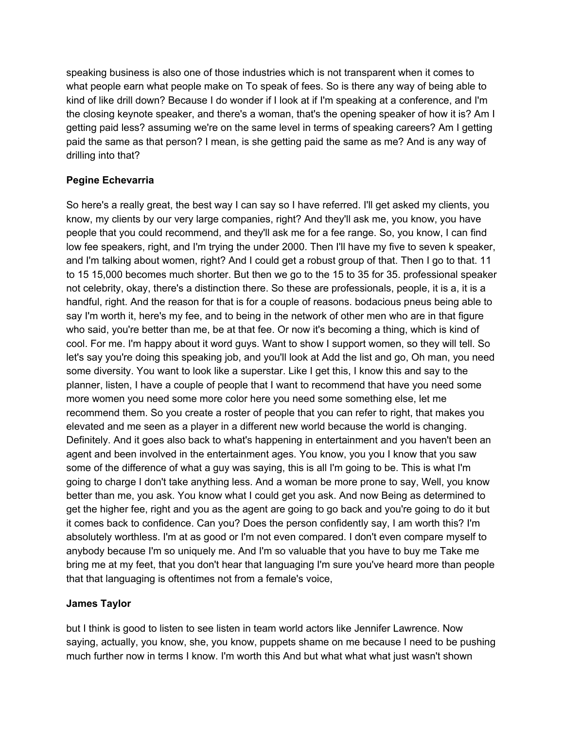speaking business is also one of those industries which is not transparent when it comes to what people earn what people make on To speak of fees. So is there any way of being able to kind of like drill down? Because I do wonder if I look at if I'm speaking at a conference, and I'm the closing keynote speaker, and there's a woman, that's the opening speaker of how it is? Am I getting paid less? assuming we're on the same level in terms of speaking careers? Am I getting paid the same as that person? I mean, is she getting paid the same as me? And is any way of drilling into that?

**Pegine Echevarria**

So here's a really great, the best way I can say so I have referred. I'll get asked my clients, you know, my clients by our very large companies, right? And they'll ask me, you know, you have people that you could recommend, and they'll ask me for a fee range. So, you know, I can find low fee speakers, right, and I'm trying the under 2000. Then I'll have my five to seven k speaker, and I'm talking about women, right? And I could get a robust group of that. Then I go to that. 11 to 15 15,000 becomes much shorter. But then we go to the 15 to 35 for 35. professional speaker not celebrity, okay, there's a distinction there. So these are professionals, people, it is a, it is a handful, right. And the reason for that is for a couple of reasons. bodacious pneus being able to say I'm worth it, here's my fee, and to being in the network of other men who are in that figure who said, you're better than me, be at that fee. Or now it's becoming a thing, which is kind of cool. For me. I'm happy about it word guys. Want to show I support women, so they will tell. So let's say you're doing this speaking job, and you'll look at Add the list and go, Oh man, you need some diversity. You want to look like a superstar. Like I get this, I know this and say to the planner, listen, I have a couple of people that I want to recommend that have you need some more women you need some more color here you need some something else, let me recommend them. So you create a roster of people that you can refer to right, that makes you elevated and me seen as a player in a different new world because the world is changing. Definitely. And it goes also back to what's happening in entertainment and you haven't been an agent and been involved in the entertainment ages. You know, you you I know that you saw some of the difference of what a guy was saying, this is all I'm going to be. This is what I'm going to charge I don't take anything less. And a woman be more prone to say, Well, you know better than me, you ask. You know what I could get you ask. And now Being as determined to get the higher fee, right and you as the agent are going to go back and you're going to do it but it comes back to confidence. Can you? Does the person confidently say, I am worth this? I'm absolutely worthless. I'm at as good or I'm not even compared. I don't even compare myself to anybody because I'm so uniquely me. And I'm so valuable that you have to buy me Take me bring me at my feet, that you don't hear that languaging I'm sure you've heard more than people that that languaging is oftentimes not from a female's voice,

**James Taylor**

but I think is good to listen to see listen in team world actors like Jennifer Lawrence. Now saying, actually, you know, she, you know, puppets shame on me because I need to be pushing much further now in terms I know. I'm worth this And but what what what just wasn't shown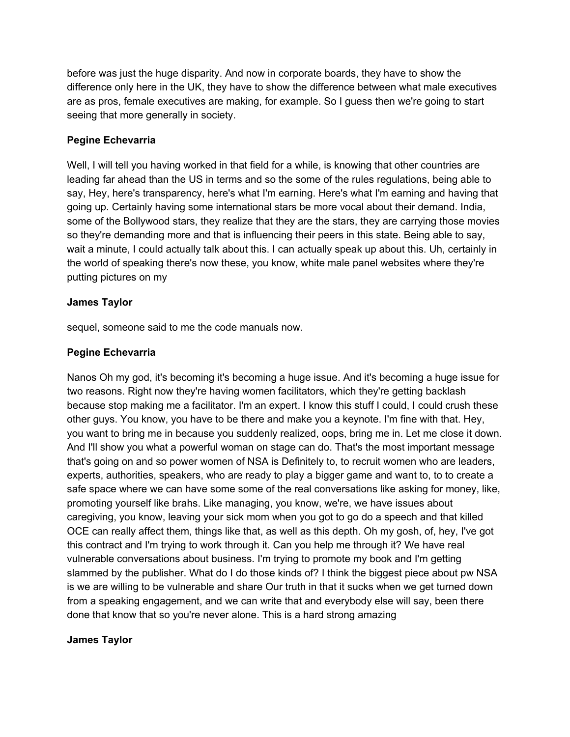before was just the huge disparity. And now in corporate boards, they have to show the difference only here in the UK, they have to show the difference between what male executives are as pros, female executives are making, for example. So I guess then we're going to start seeing that more generally in society.

**Pegine Echevarria**

Well, I will tell you having worked in that field for a while, is knowing that other countries are leading far ahead than the US in terms and so the some of the rules regulations, being able to say, Hey, here's transparency, here's what I'm earning. Here's what I'm earning and having that going up. Certainly having some international stars be more vocal about their demand. India, some of the Bollywood stars, they realize that they are the stars, they are carrying those movies so they're demanding more and that is influencing their peers in this state. Being able to say, wait a minute, I could actually talk about this. I can actually speak up about this. Uh, certainly in the world of speaking there's now these, you know, white male panel websites where they're putting pictures on my

**James Taylor**

sequel, someone said to me the code manuals now.

**Pegine Echevarria**

Nanos Oh my god, it's becoming it's becoming a huge issue. And it's becoming a huge issue for two reasons. Right now they're having women facilitators, which they're getting backlash because stop making me a facilitator. I'm an expert. I know this stuff I could, I could crush these other guys. You know, you have to be there and make you a keynote. I'm fine with that. Hey, you want to bring me in because you suddenly realized, oops, bring me in. Let me close it down. And I'll show you what a powerful woman on stage can do. That's the most important message that's going on and so power women of NSA is Definitely to, to recruit women who are leaders, experts, authorities, speakers, who are ready to play a bigger game and want to, to to create a safe space where we can have some some of the real conversations like asking for money, like, promoting yourself like brahs. Like managing, you know, we're, we have issues about caregiving, you know, leaving your sick mom when you got to go do a speech and that killed OCE can really affect them, things like that, as well as this depth. Oh my gosh, of, hey, I've got this contract and I'm trying to work through it. Can you help me through it? We have real vulnerable conversations about business. I'm trying to promote my book and I'm getting slammed by the publisher. What do I do those kinds of? I think the biggest piece about pw NSA is we are willing to be vulnerable and share Our truth in that it sucks when we get turned down from a speaking engagement, and we can write that and everybody else will say, been there done that know that so you're never alone. This is a hard strong amazing

**James Taylor**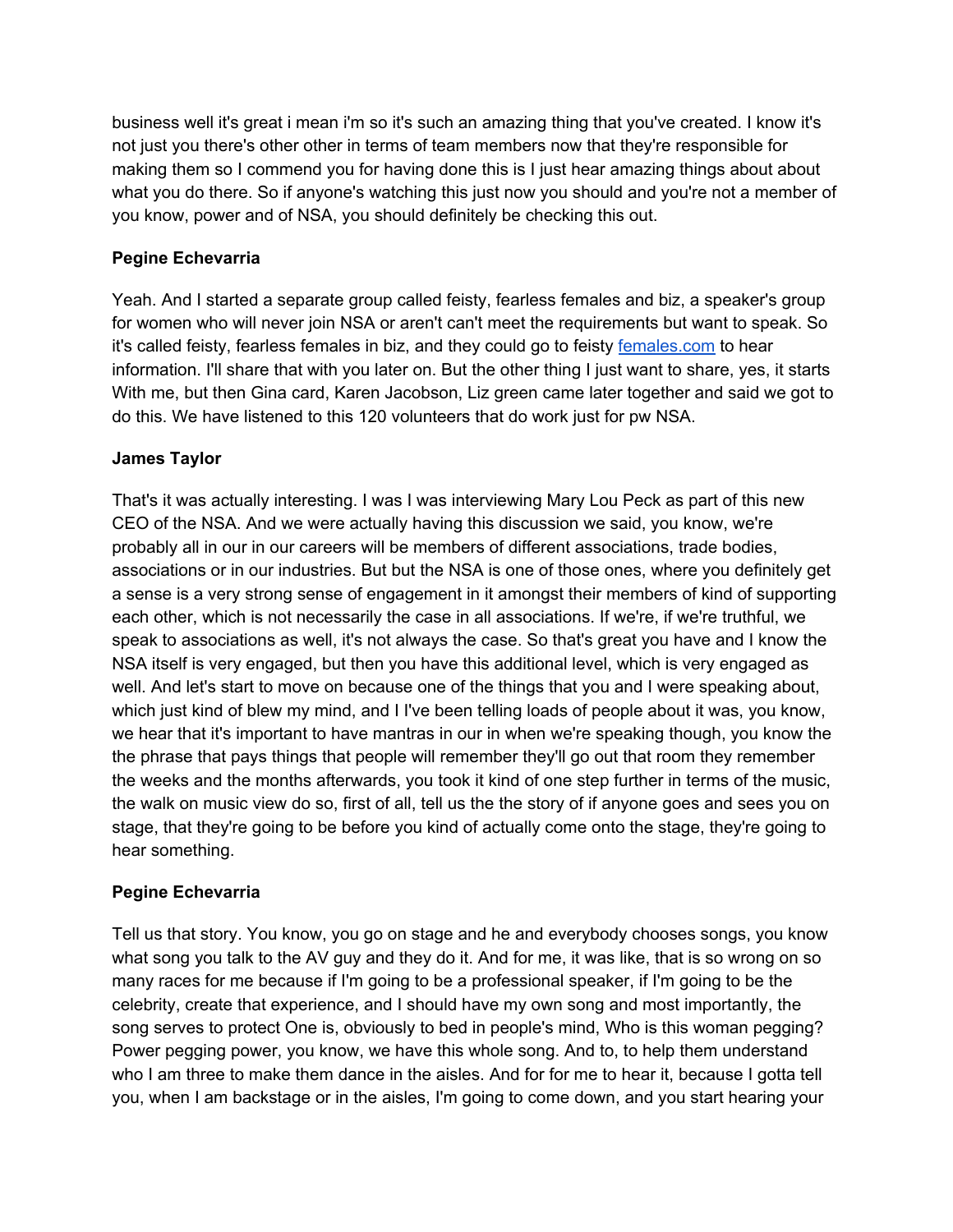business well it's great i mean i'm so it's such an amazing thing that you've created. I know it's not just you there's other other in terms of team members now that they're responsible for making them so I commend you for having done this is I just hear amazing things about about what you do there. So if anyone's watching this just now you should and you're not a member of you know, power and of NSA, you should definitely be checking this out.

**Pegine Echevarria**

Yeah. And I started a separate group called feisty, fearless females and biz, a speaker's group for women who will never join NSA or aren't can't meet the requirements but want to speak. So it's called feisty, fearless females in biz, and they could go to feisty [females.com](females.com) to hear information. I'll share that with you later on. But the other thing I just want to share, yes, it starts With me, but then Gina card, Karen Jacobson, Liz green came later together and said we got to do this. We have listened to this 120 volunteers that do work just for pw NSA.

**James Taylor**

That's it was actually interesting. I was I was interviewing Mary Lou Peck as part of this new CEO of the NSA. And we were actually having this discussion we said, you know, we're probably all in our in our careers will be members of different associations, trade bodies, associations or in our industries. But but the NSA is one of those ones, where you definitely get a sense is a very strong sense of engagement in it amongst their members of kind of supporting each other, which is not necessarily the case in all associations. If we're, if we're truthful, we speak to associations as well, it's not always the case. So that's great you have and I know the NSA itself is very engaged, but then you have this additional level, which is very engaged as well. And let's start to move on because one of the things that you and I were speaking about, which just kind of blew my mind, and I I've been telling loads of people about it was, you know, we hear that it's important to have mantras in our in when we're speaking though, you know the the phrase that pays things that people will remember they'll go out that room they remember the weeks and the months afterwards, you took it kind of one step further in terms of the music, the walk on music view do so, first of all, tell us the the story of if anyone goes and sees you on stage, that they're going to be before you kind of actually come onto the stage, they're going to hear something.

**Pegine Echevarria**

Tell us that story. You know, you go on stage and he and everybody chooses songs, you know what song you talk to the AV guy and they do it. And for me, it was like, that is so wrong on so many races for me because if I'm going to be a professional speaker, if I'm going to be the celebrity, create that experience, and I should have my own song and most importantly, the song serves to protect One is, obviously to bed in people's mind, Who is this woman pegging? Power pegging power, you know, we have this whole song. And to, to help them understand who I am three to make them dance in the aisles. And for for me to hear it, because I gotta tell you, when I am backstage or in the aisles, I'm going to come down, and you start hearing your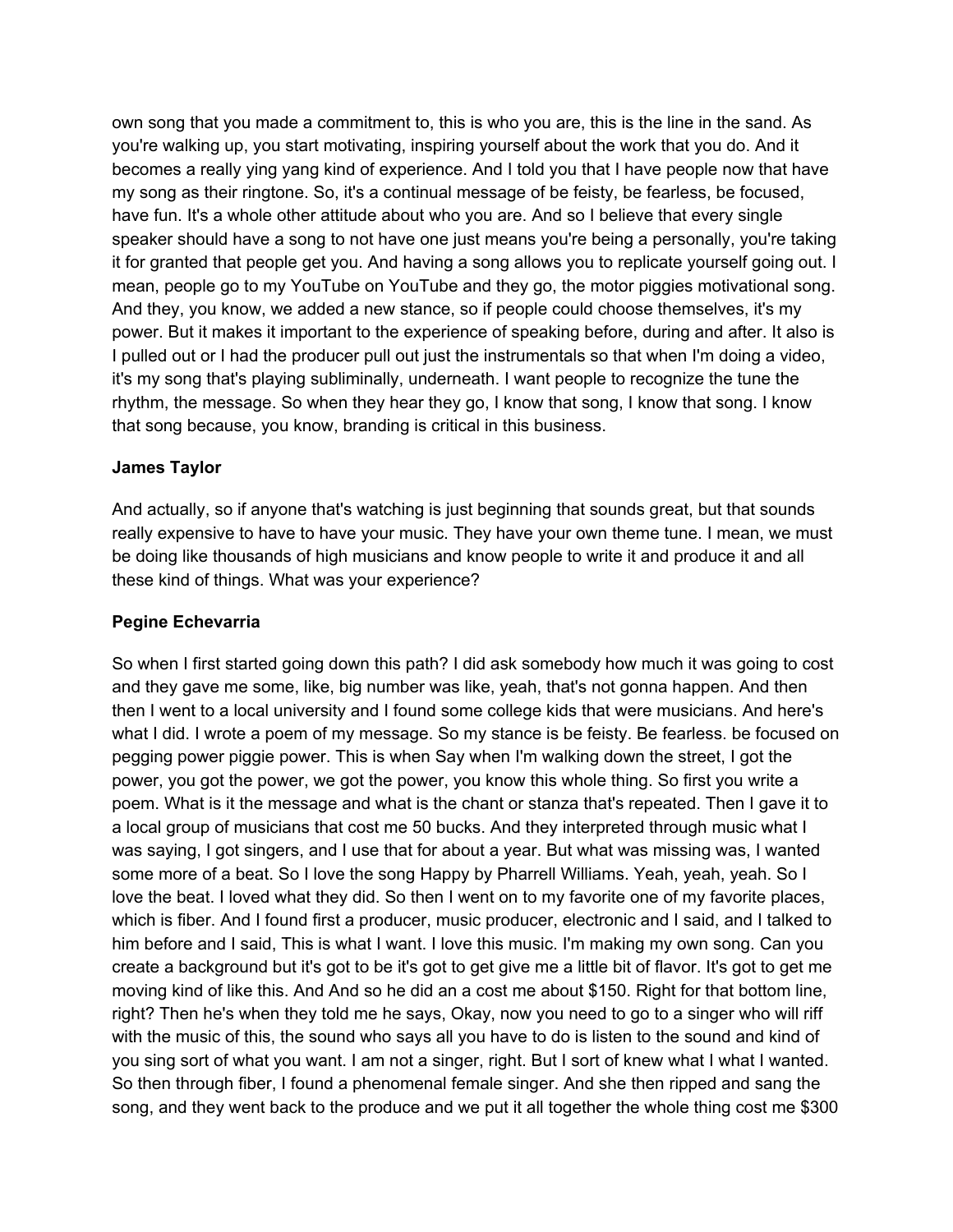own song that you made a commitment to, this is who you are, this is the line in the sand. As you're walking up, you start motivating, inspiring yourself about the work that you do. And it becomes a really ying yang kind of experience. And I told you that I have people now that have my song as their ringtone. So, it's a continual message of be feisty, be fearless, be focused, have fun. It's a whole other attitude about who you are. And so I believe that every single speaker should have a song to not have one just means you're being a personally, you're taking it for granted that people get you. And having a song allows you to replicate yourself going out. I mean, people go to my YouTube on YouTube and they go, the motor piggies motivational song. And they, you know, we added a new stance, so if people could choose themselves, it's my power. But it makes it important to the experience of speaking before, during and after. It also is I pulled out or I had the producer pull out just the instrumentals so that when I'm doing a video, it's my song that's playing subliminally, underneath. I want people to recognize the tune the rhythm, the message. So when they hear they go, I know that song, I know that song. I know that song because, you know, branding is critical in this business.

**James Taylor**

And actually, so if anyone that's watching is just beginning that sounds great, but that sounds really expensive to have to have your music. They have your own theme tune. I mean, we must be doing like thousands of high musicians and know people to write it and produce it and all these kind of things. What was your experience?

**Pegine Echevarria**

So when I first started going down this path? I did ask somebody how much it was going to cost and they gave me some, like, big number was like, yeah, that's not gonna happen. And then then I went to a local university and I found some college kids that were musicians. And here's what I did. I wrote a poem of my message. So my stance is be feisty. Be fearless. be focused on pegging power piggie power. This is when Say when I'm walking down the street, I got the power, you got the power, we got the power, you know this whole thing. So first you write a poem. What is it the message and what is the chant or stanza that's repeated. Then I gave it to a local group of musicians that cost me 50 bucks. And they interpreted through music what I was saying, I got singers, and I use that for about a year. But what was missing was, I wanted some more of a beat. So I love the song Happy by Pharrell Williams. Yeah, yeah, yeah. So I love the beat. I loved what they did. So then I went on to my favorite one of my favorite places, which is fiber. And I found first a producer, music producer, electronic and I said, and I talked to him before and I said, This is what I want. I love this music. I'm making my own song. Can you create a background but it's got to be it's got to get give me a little bit of flavor. It's got to get me moving kind of like this. And And so he did an a cost me about $150. Right for that bottom line, right? Then he's when they told me he says, Okay, now you need to go to a singer who will riff with the music of this, the sound who says all you have to do is listen to the sound and kind of you sing sort of what you want. I am not a singer, right. But I sort of knew what I what I wanted. So then through fiber, I found a phenomenal female singer. And she then ripped and sang the song, and they went back to the produce and we put it all together the whole thing cost me $300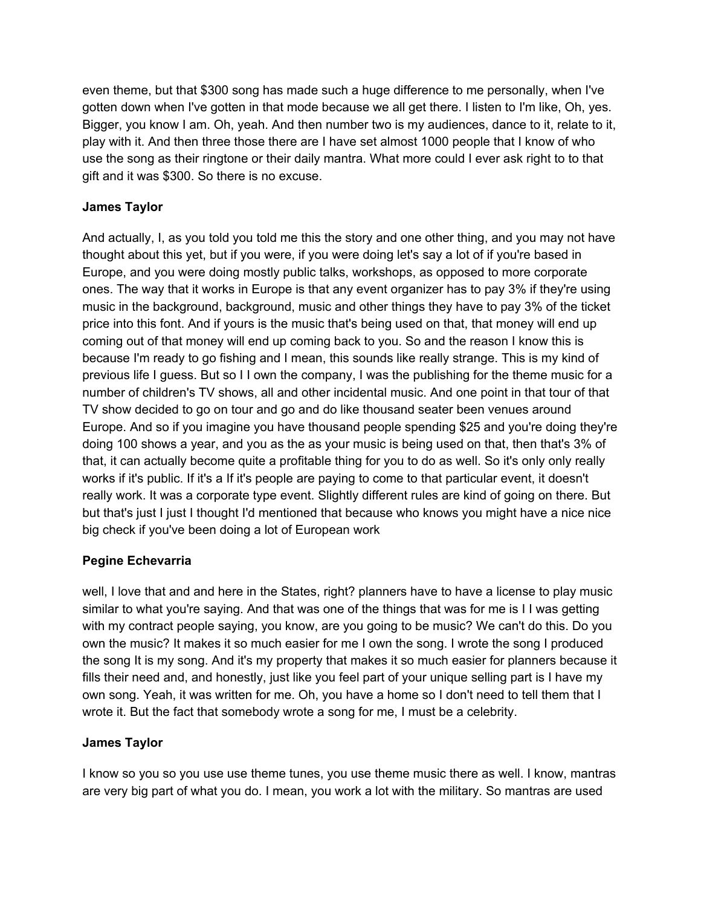even theme, but that $300 song has made such a huge difference to me personally, when I've gotten down when I've gotten in that mode because we all get there. I listen to I'm like, Oh, yes. Bigger, you know I am. Oh, yeah. And then number two is my audiences, dance to it, relate to it, play with it. And then three those there are I have set almost 1000 people that I know of who use the song as their ringtone or their daily mantra. What more could I ever ask right to to that gift and it was $300. So there is no excuse.

**James Taylor**

And actually, I, as you told you told me this the story and one other thing, and you may not have thought about this yet, but if you were, if you were doing let's say a lot of if you're based in Europe, and you were doing mostly public talks, workshops, as opposed to more corporate ones. The way that it works in Europe is that any event organizer has to pay 3% if they're using music in the background, background, music and other things they have to pay 3% of the ticket price into this font. And if yours is the music that's being used on that, that money will end up coming out of that money will end up coming back to you. So and the reason I know this is because I'm ready to go fishing and I mean, this sounds like really strange. This is my kind of previous life I guess. But so I I own the company, I was the publishing for the theme music for a number of children's TV shows, all and other incidental music. And one point in that tour of that TV show decided to go on tour and go and do like thousand seater been venues around Europe. And so if you imagine you have thousand people spending $25 and you're doing they're doing 100 shows a year, and you as the as your music is being used on that, then that's 3% of that, it can actually become quite a profitable thing for you to do as well. So it's only only really works if it's public. If it's a If it's people are paying to come to that particular event, it doesn't really work. It was a corporate type event. Slightly different rules are kind of going on there. But but that's just I just I thought I'd mentioned that because who knows you might have a nice nice big check if you've been doing a lot of European work

**Pegine Echevarria**

well, I love that and and here in the States, right? planners have to have a license to play music similar to what you're saying. And that was one of the things that was for me is I I was getting with my contract people saying, you know, are you going to be music? We can't do this. Do you own the music? It makes it so much easier for me I own the song. I wrote the song I produced the song It is my song. And it's my property that makes it so much easier for planners because it fills their need and, and honestly, just like you feel part of your unique selling part is I have my own song. Yeah, it was written for me. Oh, you have a home so I don't need to tell them that I wrote it. But the fact that somebody wrote a song for me, I must be a celebrity.

**James Taylor**

I know so you so you use use theme tunes, you use theme music there as well. I know, mantras are very big part of what you do. I mean, you work a lot with the military. So mantras are used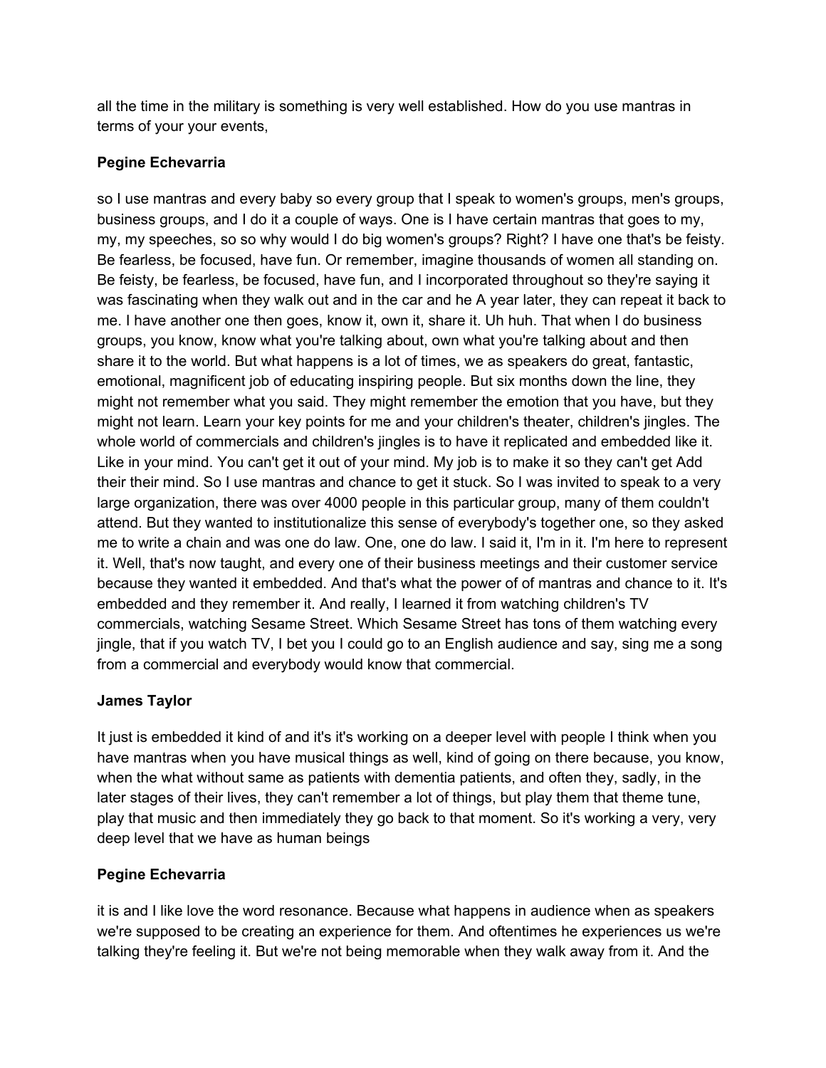all the time in the military is something is very well established. How do you use mantras in terms of your your events,

**Pegine Echevarria**

so I use mantras and every baby so every group that I speak to women's groups, men's groups, business groups, and I do it a couple of ways. One is I have certain mantras that goes to my, my, my speeches, so so why would I do big women's groups? Right? I have one that's be feisty. Be fearless, be focused, have fun. Or remember, imagine thousands of women all standing on. Be feisty, be fearless, be focused, have fun, and I incorporated throughout so they're saying it was fascinating when they walk out and in the car and he A year later, they can repeat it back to me. I have another one then goes, know it, own it, share it. Uh huh. That when I do business groups, you know, know what you're talking about, own what you're talking about and then share it to the world. But what happens is a lot of times, we as speakers do great, fantastic, emotional, magnificent job of educating inspiring people. But six months down the line, they might not remember what you said. They might remember the emotion that you have, but they might not learn. Learn your key points for me and your children's theater, children's jingles. The whole world of commercials and children's jingles is to have it replicated and embedded like it. Like in your mind. You can't get it out of your mind. My job is to make it so they can't get Add their their mind. So I use mantras and chance to get it stuck. So I was invited to speak to a very large organization, there was over 4000 people in this particular group, many of them couldn't attend. But they wanted to institutionalize this sense of everybody's together one, so they asked me to write a chain and was one do law. One, one do law. I said it, I'm in it. I'm here to represent it. Well, that's now taught, and every one of their business meetings and their customer service because they wanted it embedded. And that's what the power of of mantras and chance to it. It's embedded and they remember it. And really, I learned it from watching children's TV commercials, watching Sesame Street. Which Sesame Street has tons of them watching every jingle, that if you watch TV, I bet you I could go to an English audience and say, sing me a song from a commercial and everybody would know that commercial.

**James Taylor**

It just is embedded it kind of and it's it's working on a deeper level with people I think when you have mantras when you have musical things as well, kind of going on there because, you know, when the what without same as patients with dementia patients, and often they, sadly, in the later stages of their lives, they can't remember a lot of things, but play them that theme tune, play that music and then immediately they go back to that moment. So it's working a very, very deep level that we have as human beings

**Pegine Echevarria**

it is and I like love the word resonance. Because what happens in audience when as speakers we're supposed to be creating an experience for them. And oftentimes he experiences us we're talking they're feeling it. But we're not being memorable when they walk away from it. And the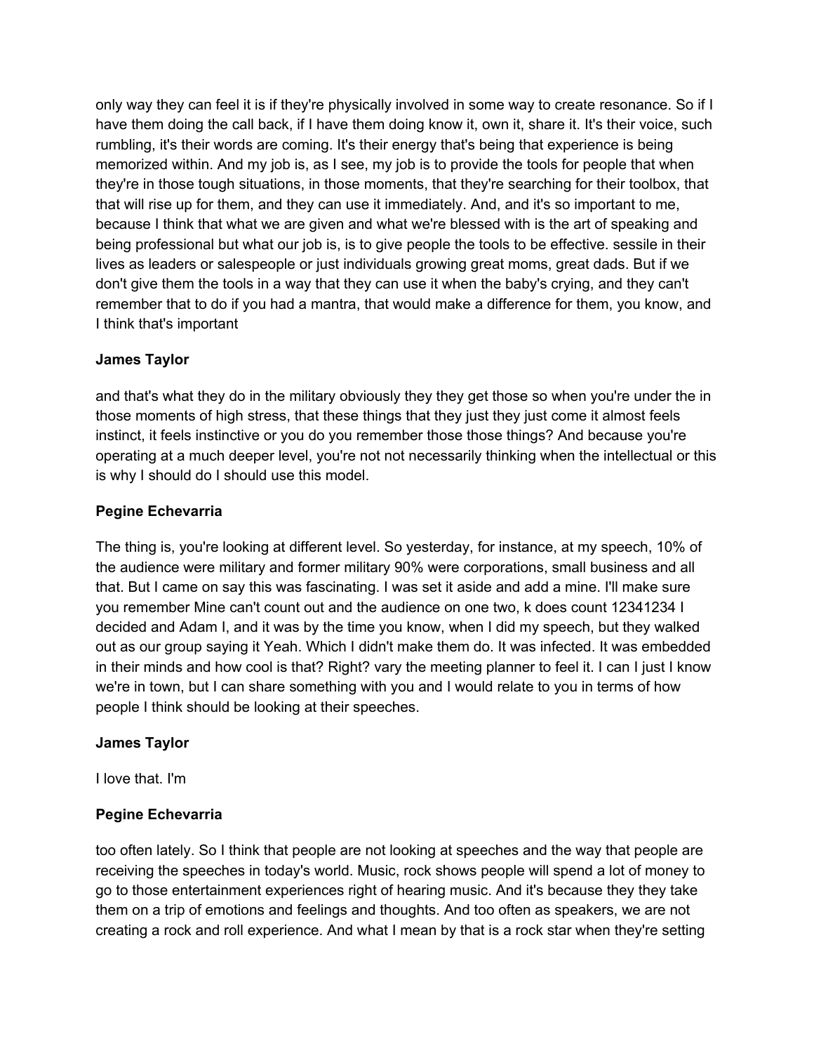only way they can feel it is if they're physically involved in some way to create resonance. So if I have them doing the call back, if I have them doing know it, own it, share it. It's their voice, such rumbling, it's their words are coming. It's their energy that's being that experience is being memorized within. And my job is, as I see, my job is to provide the tools for people that when they're in those tough situations, in those moments, that they're searching for their toolbox, that that will rise up for them, and they can use it immediately. And, and it's so important to me, because I think that what we are given and what we're blessed with is the art of speaking and being professional but what our job is, is to give people the tools to be effective. sessile in their lives as leaders or salespeople or just individuals growing great moms, great dads. But if we don't give them the tools in a way that they can use it when the baby's crying, and they can't remember that to do if you had a mantra, that would make a difference for them, you know, and I think that's important

**James Taylor**

and that's what they do in the military obviously they they get those so when you're under the in those moments of high stress, that these things that they just they just come it almost feels instinct, it feels instinctive or you do you remember those those things? And because you're operating at a much deeper level, you're not not necessarily thinking when the intellectual or this is why I should do I should use this model.

**Pegine Echevarria**

The thing is, you're looking at different level. So yesterday, for instance, at my speech, 10% of the audience were military and former military 90% were corporations, small business and all that. But I came on say this was fascinating. I was set it aside and add a mine. I'll make sure you remember Mine can't count out and the audience on one two, k does count 12341234 I decided and Adam I, and it was by the time you know, when I did my speech, but they walked out as our group saying it Yeah. Which I didn't make them do. It was infected. It was embedded in their minds and how cool is that? Right? vary the meeting planner to feel it. I can I just I know we're in town, but I can share something with you and I would relate to you in terms of how people I think should be looking at their speeches.

**James Taylor**

I love that. I'm

**Pegine Echevarria**

too often lately. So I think that people are not looking at speeches and the way that people are receiving the speeches in today's world. Music, rock shows people will spend a lot of money to go to those entertainment experiences right of hearing music. And it's because they they take them on a trip of emotions and feelings and thoughts. And too often as speakers, we are not creating a rock and roll experience. And what I mean by that is a rock star when they're setting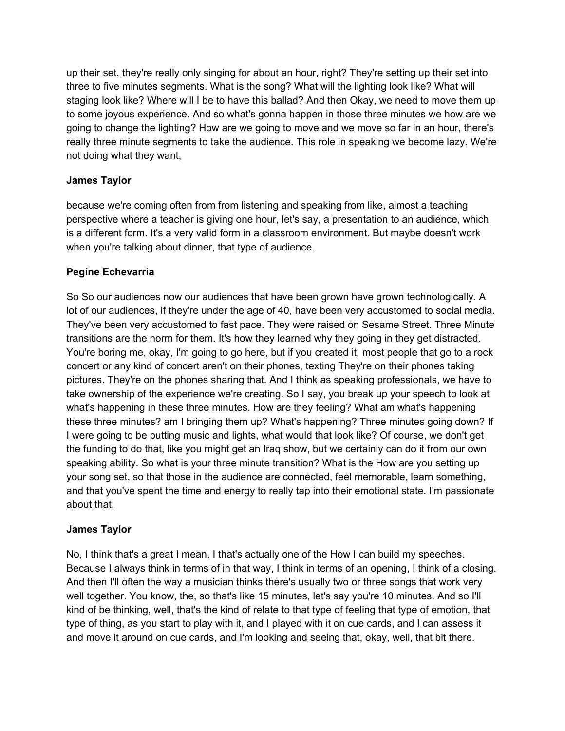up their set, they're really only singing for about an hour, right? They're setting up their set into three to five minutes segments. What is the song? What will the lighting look like? What will staging look like? Where will I be to have this ballad? And then Okay, we need to move them up to some joyous experience. And so what's gonna happen in those three minutes we how are we going to change the lighting? How are we going to move and we move so far in an hour, there's really three minute segments to take the audience. This role in speaking we become lazy. We're not doing what they want,

**James Taylor**

because we're coming often from from listening and speaking from like, almost a teaching perspective where a teacher is giving one hour, let's say, a presentation to an audience, which is a different form. It's a very valid form in a classroom environment. But maybe doesn't work when you're talking about dinner, that type of audience.

**Pegine Echevarria**

So So our audiences now our audiences that have been grown have grown technologically. A lot of our audiences, if they're under the age of 40, have been very accustomed to social media. They've been very accustomed to fast pace. They were raised on Sesame Street. Three Minute transitions are the norm for them. It's how they learned why they going in they get distracted. You're boring me, okay, I'm going to go here, but if you created it, most people that go to a rock concert or any kind of concert aren't on their phones, texting They're on their phones taking pictures. They're on the phones sharing that. And I think as speaking professionals, we have to take ownership of the experience we're creating. So I say, you break up your speech to look at what's happening in these three minutes. How are they feeling? What am what's happening these three minutes? am I bringing them up? What's happening? Three minutes going down? If I were going to be putting music and lights, what would that look like? Of course, we don't get the funding to do that, like you might get an Iraq show, but we certainly can do it from our own speaking ability. So what is your three minute transition? What is the How are you setting up your song set, so that those in the audience are connected, feel memorable, learn something, and that you've spent the time and energy to really tap into their emotional state. I'm passionate about that.

**James Taylor**

No, I think that's a great I mean, I that's actually one of the How I can build my speeches. Because I always think in terms of in that way, I think in terms of an opening, I think of a closing. And then I'll often the way a musician thinks there's usually two or three songs that work very well together. You know, the, so that's like 15 minutes, let's say you're 10 minutes. And so I'll kind of be thinking, well, that's the kind of relate to that type of feeling that type of emotion, that type of thing, as you start to play with it, and I played with it on cue cards, and I can assess it and move it around on cue cards, and I'm looking and seeing that, okay, well, that bit there.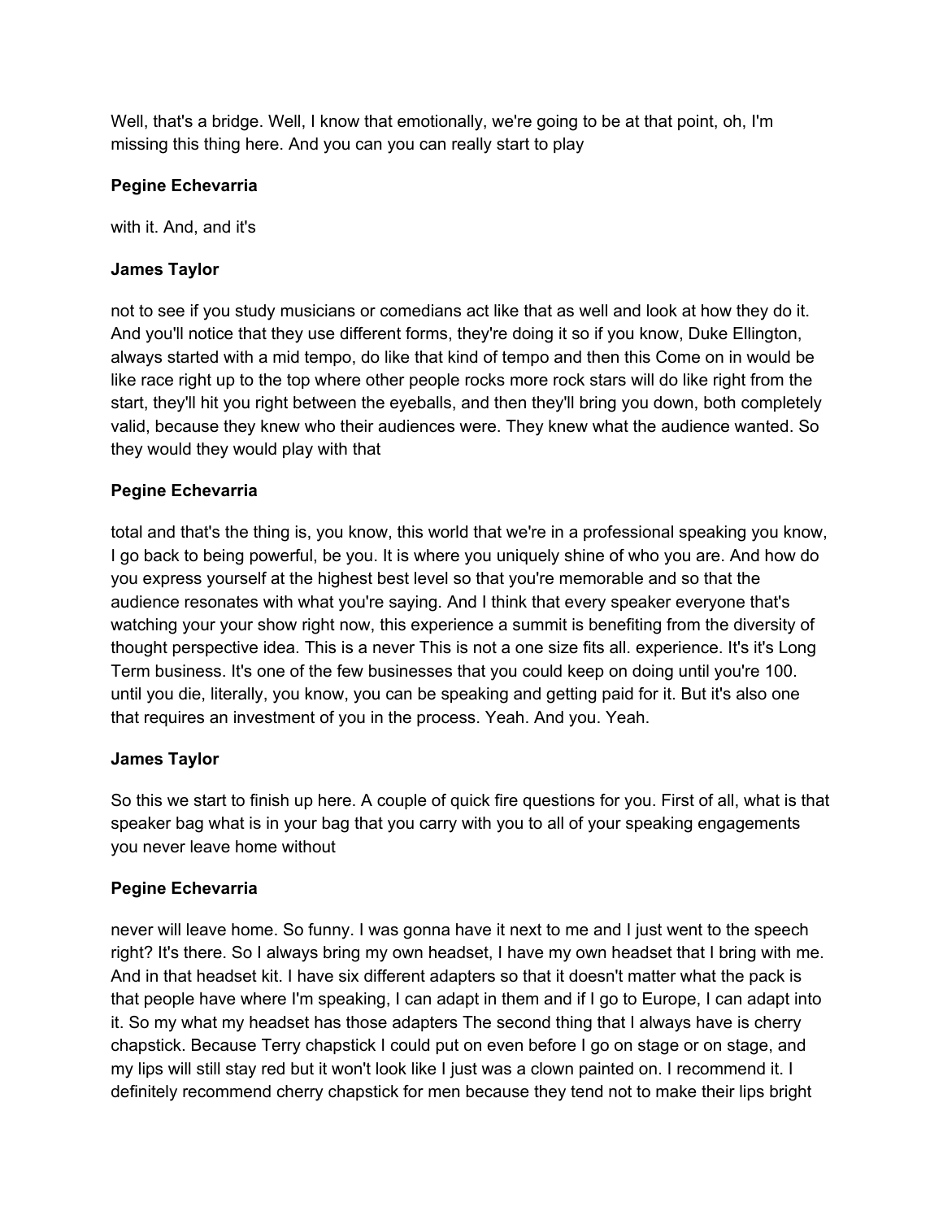Well, that's a bridge. Well, I know that emotionally, we're going to be at that point, oh, I'm missing this thing here. And you can you can really start to play

**Pegine Echevarria**

with it. And, and it's

**James Taylor**

not to see if you study musicians or comedians act like that as well and look at how they do it. And you'll notice that they use different forms, they're doing it so if you know, Duke Ellington, always started with a mid tempo, do like that kind of tempo and then this Come on in would be like race right up to the top where other people rocks more rock stars will do like right from the start, they'll hit you right between the eyeballs, and then they'll bring you down, both completely valid, because they knew who their audiences were. They knew what the audience wanted. So they would they would play with that

**Pegine Echevarria**

total and that's the thing is, you know, this world that we're in a professional speaking you know, I go back to being powerful, be you. It is where you uniquely shine of who you are. And how do you express yourself at the highest best level so that you're memorable and so that the audience resonates with what you're saying. And I think that every speaker everyone that's watching your your show right now, this experience a summit is benefiting from the diversity of thought perspective idea. This is a never This is not a one size fits all. experience. It's it's Long Term business. It's one of the few businesses that you could keep on doing until you're 100. until you die, literally, you know, you can be speaking and getting paid for it. But it's also one that requires an investment of you in the process. Yeah. And you. Yeah.

**James Taylor**

So this we start to finish up here. A couple of quick fire questions for you. First of all, what is that speaker bag what is in your bag that you carry with you to all of your speaking engagements you never leave home without

**Pegine Echevarria**

never will leave home. So funny. I was gonna have it next to me and I just went to the speech right? It's there. So I always bring my own headset, I have my own headset that I bring with me. And in that headset kit. I have six different adapters so that it doesn't matter what the pack is that people have where I'm speaking, I can adapt in them and if I go to Europe, I can adapt into it. So my what my headset has those adapters The second thing that I always have is cherry chapstick. Because Terry chapstick I could put on even before I go on stage or on stage, and my lips will still stay red but it won't look like I just was a clown painted on. I recommend it. I definitely recommend cherry chapstick for men because they tend not to make their lips bright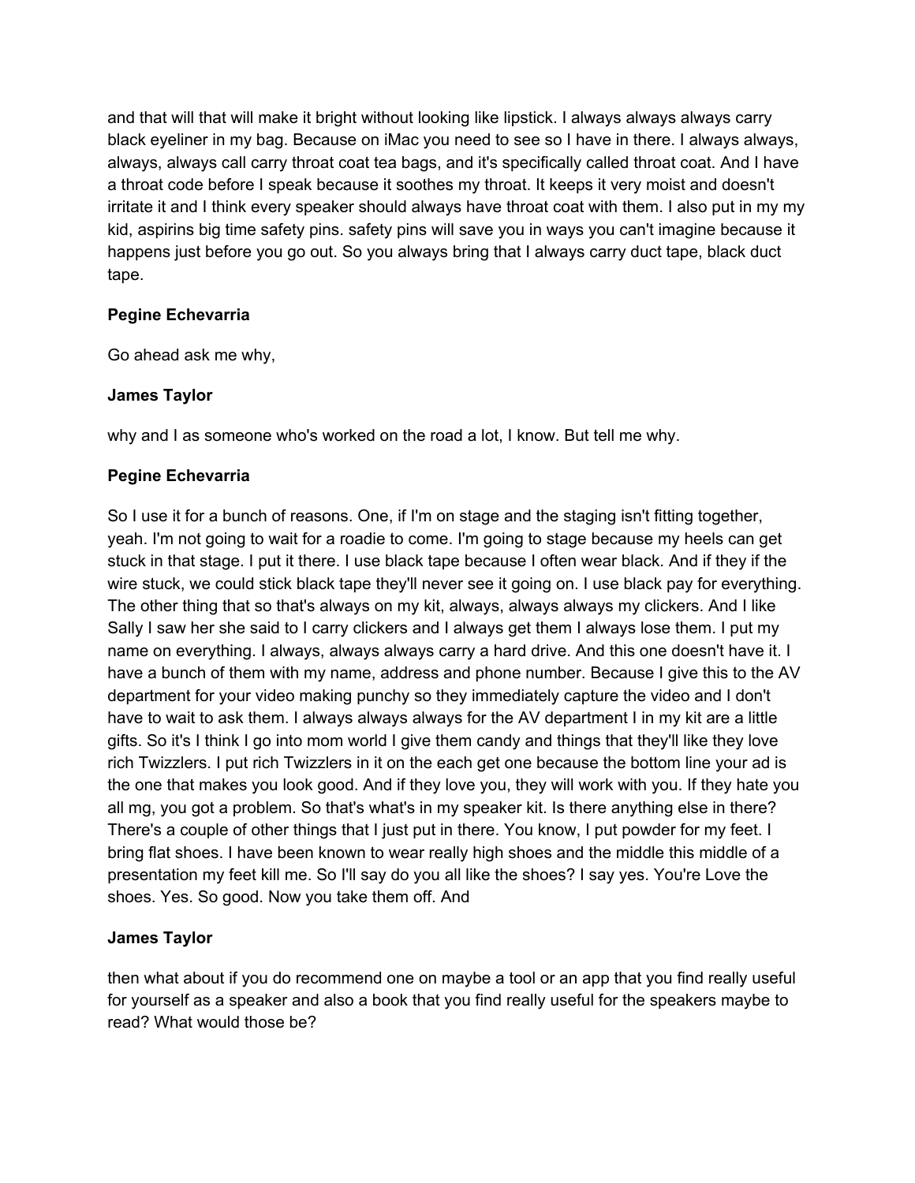and that will that will make it bright without looking like lipstick. I always always always carry black eyeliner in my bag. Because on iMac you need to see so I have in there. I always always, always, always call carry throat coat tea bags, and it's specifically called throat coat. And I have a throat code before I speak because it soothes my throat. It keeps it very moist and doesn't irritate it and I think every speaker should always have throat coat with them. I also put in my my kid, aspirins big time safety pins. safety pins will save you in ways you can't imagine because it happens just before you go out. So you always bring that I always carry duct tape, black duct tape.

**Pegine Echevarria**

Go ahead ask me why,

**James Taylor**

why and I as someone who's worked on the road a lot, I know. But tell me why.

**Pegine Echevarria**

So I use it for a bunch of reasons. One, if I'm on stage and the staging isn't fitting together, yeah. I'm not going to wait for a roadie to come. I'm going to stage because my heels can get stuck in that stage. I put it there. I use black tape because I often wear black. And if they if the wire stuck, we could stick black tape they'll never see it going on. I use black pay for everything. The other thing that so that's always on my kit, always, always always my clickers. And I like Sally I saw her she said to I carry clickers and I always get them I always lose them. I put my name on everything. I always, always always carry a hard drive. And this one doesn't have it. I have a bunch of them with my name, address and phone number. Because I give this to the AV department for your video making punchy so they immediately capture the video and I don't have to wait to ask them. I always always always for the AV department I in my kit are a little gifts. So it's I think I go into mom world I give them candy and things that they'll like they love rich Twizzlers. I put rich Twizzlers in it on the each get one because the bottom line your ad is the one that makes you look good. And if they love you, they will work with you. If they hate you all mg, you got a problem. So that's what's in my speaker kit. Is there anything else in there? There's a couple of other things that I just put in there. You know, I put powder for my feet. I bring flat shoes. I have been known to wear really high shoes and the middle this middle of a presentation my feet kill me. So I'll say do you all like the shoes? I say yes. You're Love the shoes. Yes. So good. Now you take them off. And

**James Taylor**

then what about if you do recommend one on maybe a tool or an app that you find really useful for yourself as a speaker and also a book that you find really useful for the speakers maybe to read? What would those be?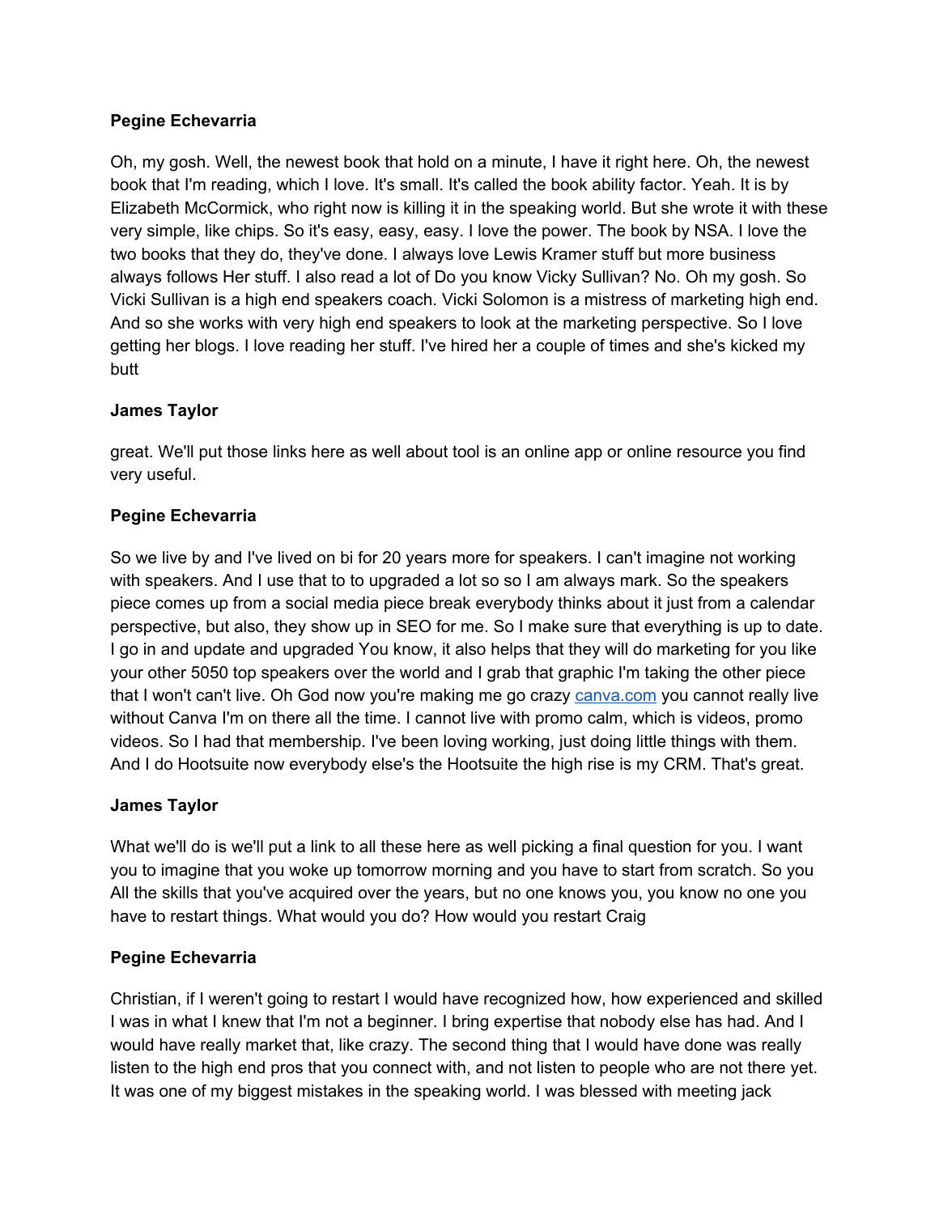**Pegine Echevarria**

Oh, my gosh. Well, the newest book that hold on a minute, I have it right here. Oh, the newest book that I'm reading, which I love. It's small. It's called the book ability factor. Yeah. It is by Elizabeth McCormick, who right now is killing it in the speaking world. But she wrote it with these very simple, like chips. So it's easy, easy, easy. I love the power. The book by NSA. I love the two books that they do, they've done. I always love Lewis Kramer stuff but more business always follows Her stuff. I also read a lot of Do you know Vicky Sullivan? No. Oh my gosh. So Vicki Sullivan is a high end speakers coach. Vicki Solomon is a mistress of marketing high end. And so she works with very high end speakers to look at the marketing perspective. So I love getting her blogs. I love reading her stuff. I've hired her a couple of times and she's kicked my butt

**James Taylor**

great. We'll put those links here as well about tool is an online app or online resource you find very useful.

**Pegine Echevarria**

So we live by and I've lived on bi for 20 years more for speakers. I can't imagine not working with speakers. And I use that to to upgraded a lot so so I am always mark. So the speakers piece comes up from a social media piece break everybody thinks about it just from a calendar perspective, but also, they show up in SEO for me. So I make sure that everything is up to date. I go in and update and upgraded You know, it also helps that they will do marketing for you like your other 5050 top speakers over the world and I grab that graphic I'm taking the other piece that I won't can't live. Oh God now you're making me go crazy [canva.com](canva.com) you cannot really live without Canva I'm on there all the time. I cannot live with promo calm, which is videos, promo videos. So I had that membership. I've been loving working, just doing little things with them. And I do Hootsuite now everybody else's the Hootsuite the high rise is my CRM. That's great.

**James Taylor**

What we'll do is we'll put a link to all these here as well picking a final question for you. I want you to imagine that you woke up tomorrow morning and you have to start from scratch. So you All the skills that you've acquired over the years, but no one knows you, you know no one you have to restart things. What would you do? How would you restart Craig

**Pegine Echevarria**

Christian, if I weren't going to restart I would have recognized how, how experienced and skilled I was in what I knew that I'm not a beginner. I bring expertise that nobody else has had. And I would have really market that, like crazy. The second thing that I would have done was really listen to the high end pros that you connect with, and not listen to people who are not there yet. It was one of my biggest mistakes in the speaking world. I was blessed with meeting jack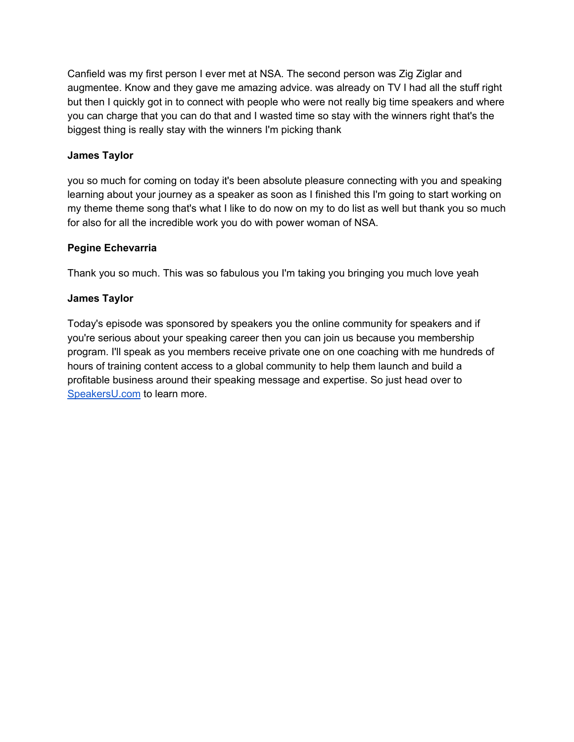Canfield was my first person I ever met at NSA. The second person was Zig Ziglar and augmentee. Know and they gave me amazing advice. was already on TV I had all the stuff right but then I quickly got in to connect with people who were not really big time speakers and where you can charge that you can do that and I wasted time so stay with the winners right that's the biggest thing is really stay with the winners I'm picking thank

**James Taylor**

you so much for coming on today it's been absolute pleasure connecting with you and speaking learning about your journey as a speaker as soon as I finished this I'm going to start working on my theme theme song that's what I like to do now on my to do list as well but thank you so much for also for all the incredible work you do with power woman of NSA.

**Pegine Echevarria**

Thank you so much. This was so fabulous you I'm taking you bringing you much love yeah

**James Taylor**

Today's episode was sponsored by speakers you the online community for speakers and if you're serious about your speaking career then you can join us because you membership program. I'll speak as you members receive private one on one coaching with me hundreds of hours of training content access to a global community to help them launch and build a profitable business around their speaking message and expertise. So just head over to [SpeakersU.com](http://SpeakersU.com) to learn more.